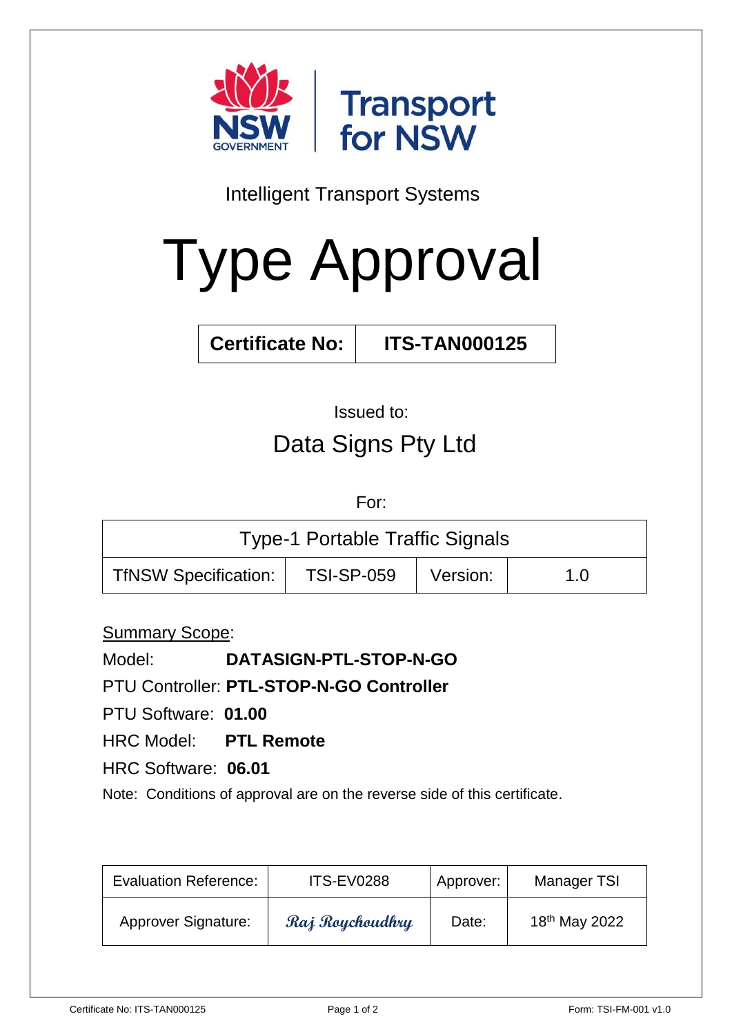NSW GOVERNMENT | Transport for NSW

Intelligent Transport Systems

# Type Approval

| Certificate No: | ITS-TAN000125 |
|---|---|

Issued to:

## Data Signs Pty Ltd

For:

| Type-1 Portable Traffic Signals | | | |
|---|---|---|---|
| TfNSW Specification: | TSI-SP-059 | Version: | 1.0 |

Summary Scope:

Model: **DATASIGN-PTL-STOP-N-GO**

PTU Controller: **PTL-STOP-N-GO Controller**

PTU Software: **01.00**

HRC Model: **PTL Remote**

HRC Software: **06.01**

Note: Conditions of approval are on the reverse side of this certificate.

| Evaluation Reference: | ITS-EV0288 | Approver: | Manager TSI |
|---|---|---|---|
| Approver Signature: | *Raj Roychoudhry* | Date: | 18th May 2022 |

Form: TSI-FM-001 v1.0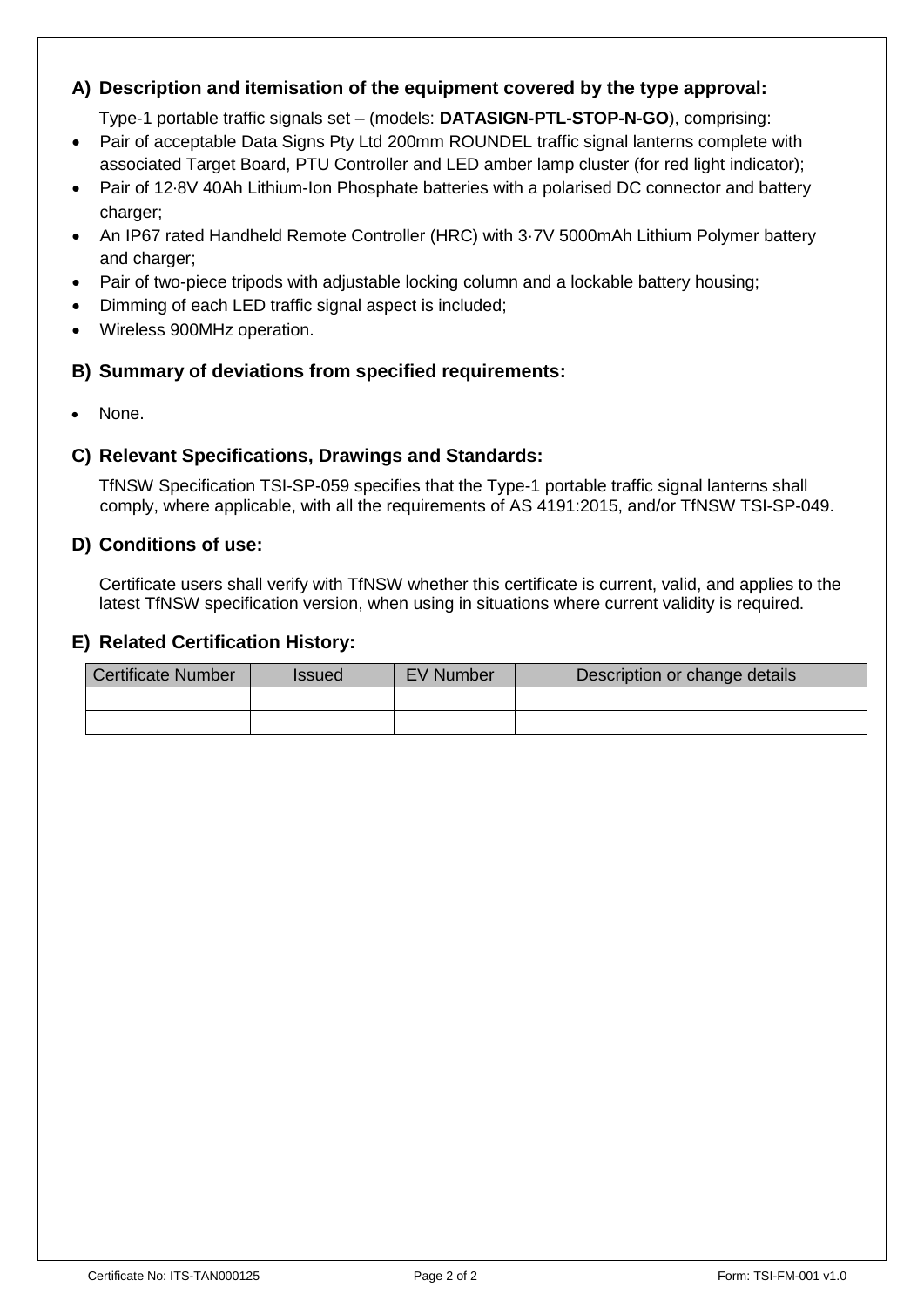## A) Description and itemisation of the equipment covered by the type approval:

Type-1 portable traffic signals set – (models: **DATASIGN-PTL-STOP-N-GO**), comprising:

- Pair of acceptable Data Signs Pty Ltd 200mm ROUNDEL traffic signal lanterns complete with associated Target Board, PTU Controller and LED amber lamp cluster (for red light indicator);
- Pair of 12·8V 40Ah Lithium-Ion Phosphate batteries with a polarised DC connector and battery charger;
- An IP67 rated Handheld Remote Controller (HRC) with 3·7V 5000mAh Lithium Polymer battery and charger;
- Pair of two-piece tripods with adjustable locking column and a lockable battery housing;
- Dimming of each LED traffic signal aspect is included;
- Wireless 900MHz operation.

## B) Summary of deviations from specified requirements:

- None.

## C) Relevant Specifications, Drawings and Standards:

TfNSW Specification TSI-SP-059 specifies that the Type-1 portable traffic signal lanterns shall comply, where applicable, with all the requirements of AS 4191:2015, and/or TfNSW TSI-SP-049.

## D) Conditions of use:

Certificate users shall verify with TfNSW whether this certificate is current, valid, and applies to the latest TfNSW specification version, when using in situations where current validity is required.

## E) Related Certification History:

| Certificate Number | Issued | EV Number | Description or change details |
|---|---|---|---|
| | | | |
| | | | |